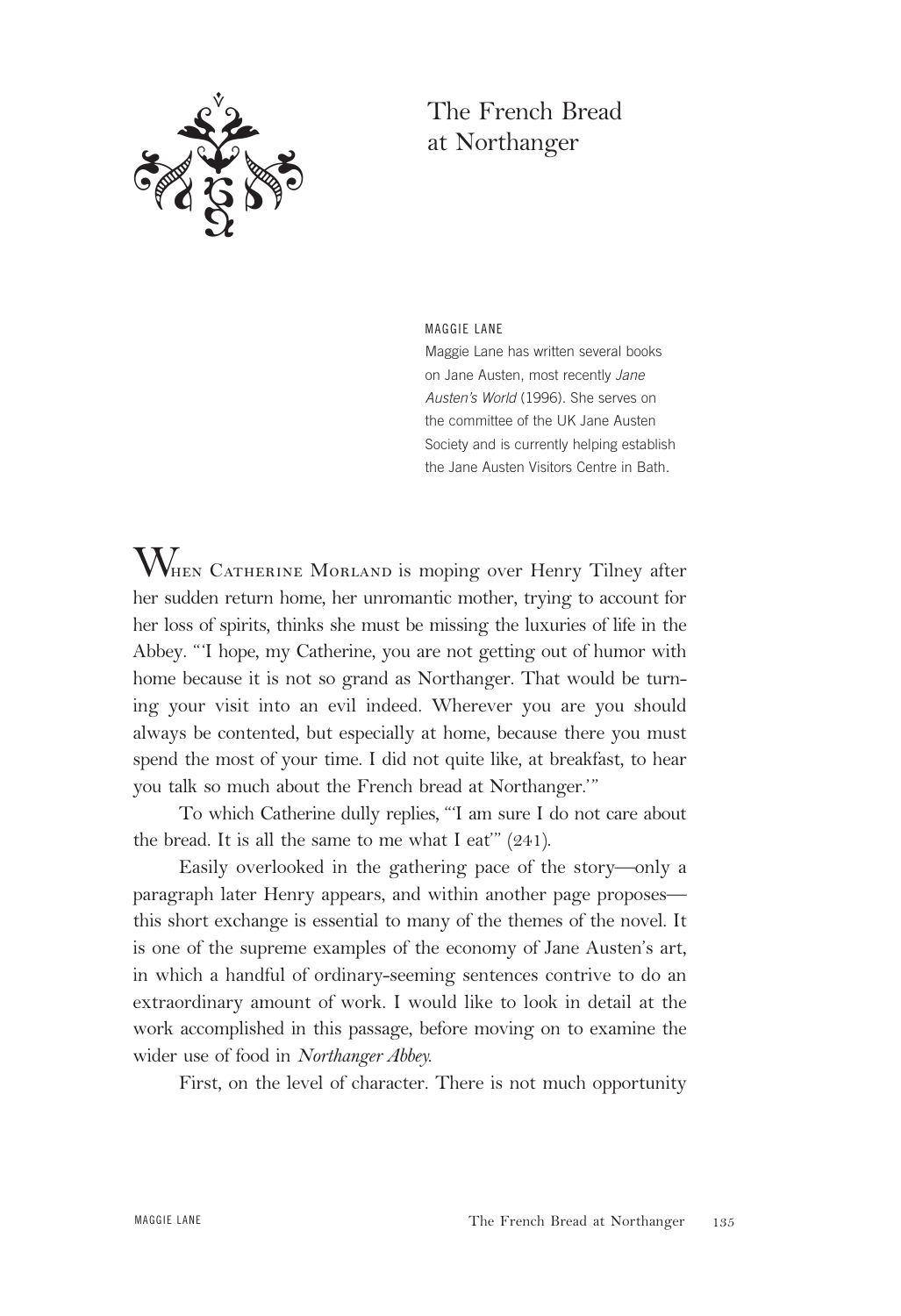# The French Bread at Northanger

MAGGIE LANE

Maggie Lane has written several books on Jane Austen, most recently *Jane Austen's World* (1996). She serves on the committee of the UK Jane Austen Society and is currently helping establish the Jane Austen Visitors Centre in Bath.

When Catherine Morland is moping over Henry Tilney after her sudden return home, her unromantic mother, trying to account for her loss of spirits, thinks she must be missing the luxuries of life in the Abbey. "'I hope, my Catherine, you are not getting out of humor with home because it is not so grand as Northanger. That would be turning your visit into an evil indeed. Wherever you are you should always be contented, but especially at home, because there you must spend the most of your time. I did not quite like, at breakfast, to hear you talk so much about the French bread at Northanger.'"

To which Catherine dully replies, "'I am sure I do not care about the bread. It is all the same to me what I eat'" (241).

Easily overlooked in the gathering pace of the story—only a paragraph later Henry appears, and within another page proposes—this short exchange is essential to many of the themes of the novel. It is one of the supreme examples of the economy of Jane Austen's art, in which a handful of ordinary-seeming sentences contrive to do an extraordinary amount of work. I would like to look in detail at the work accomplished in this passage, before moving on to examine the wider use of food in *Northanger Abbey*.

First, on the level of character. There is not much opportunity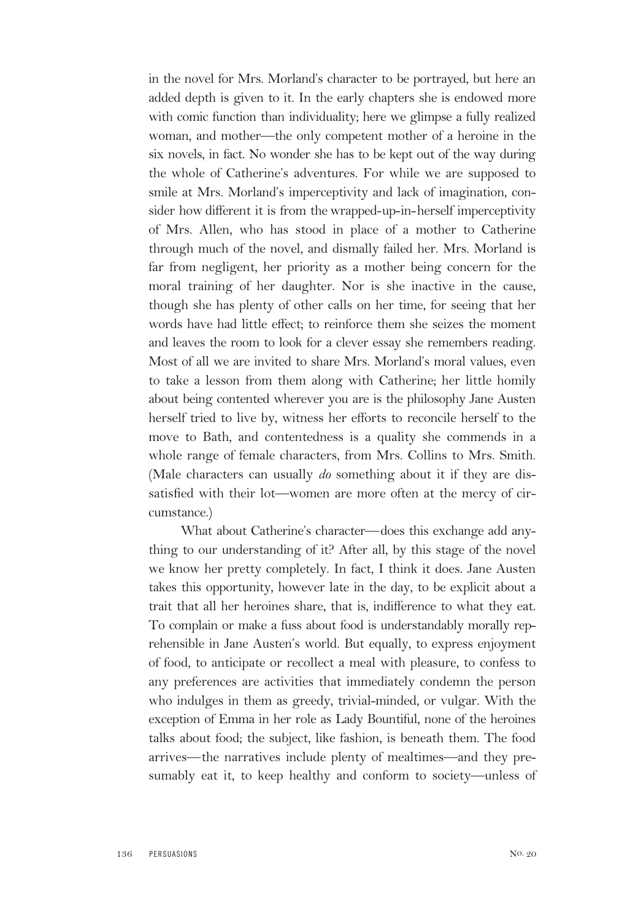in the novel for Mrs. Morland's character to be portrayed, but here an added depth is given to it. In the early chapters she is endowed more with comic function than individuality; here we glimpse a fully realized woman, and mother—the only competent mother of a heroine in the six novels, in fact. No wonder she has to be kept out of the way during the whole of Catherine's adventures. For while we are supposed to smile at Mrs. Morland's imperceptivity and lack of imagination, consider how different it is from the wrapped-up-in-herself imperceptivity of Mrs. Allen, who has stood in place of a mother to Catherine through much of the novel, and dismally failed her. Mrs. Morland is far from negligent, her priority as a mother being concern for the moral training of her daughter. Nor is she inactive in the cause, though she has plenty of other calls on her time, for seeing that her words have had little effect; to reinforce them she seizes the moment and leaves the room to look for a clever essay she remembers reading. Most of all we are invited to share Mrs. Morland's moral values, even to take a lesson from them along with Catherine; her little homily about being contented wherever you are is the philosophy Jane Austen herself tried to live by, witness her efforts to reconcile herself to the move to Bath, and contentedness is a quality she commends in a whole range of female characters, from Mrs. Collins to Mrs. Smith. (Male characters can usually *do* something about it if they are dissatisfied with their lot—women are more often at the mercy of circumstance.)

What about Catherine's character—does this exchange add anything to our understanding of it? After all, by this stage of the novel we know her pretty completely. In fact, I think it does. Jane Austen takes this opportunity, however late in the day, to be explicit about a trait that all her heroines share, that is, indifference to what they eat. To complain or make a fuss about food is understandably morally reprehensible in Jane Austen's world. But equally, to express enjoyment of food, to anticipate or recollect a meal with pleasure, to confess to any preferences are activities that immediately condemn the person who indulges in them as greedy, trivial-minded, or vulgar. With the exception of Emma in her role as Lady Bountiful, none of the heroines talks about food; the subject, like fashion, is beneath them. The food arrives—the narratives include plenty of mealtimes—and they presumably eat it, to keep healthy and conform to society—unless of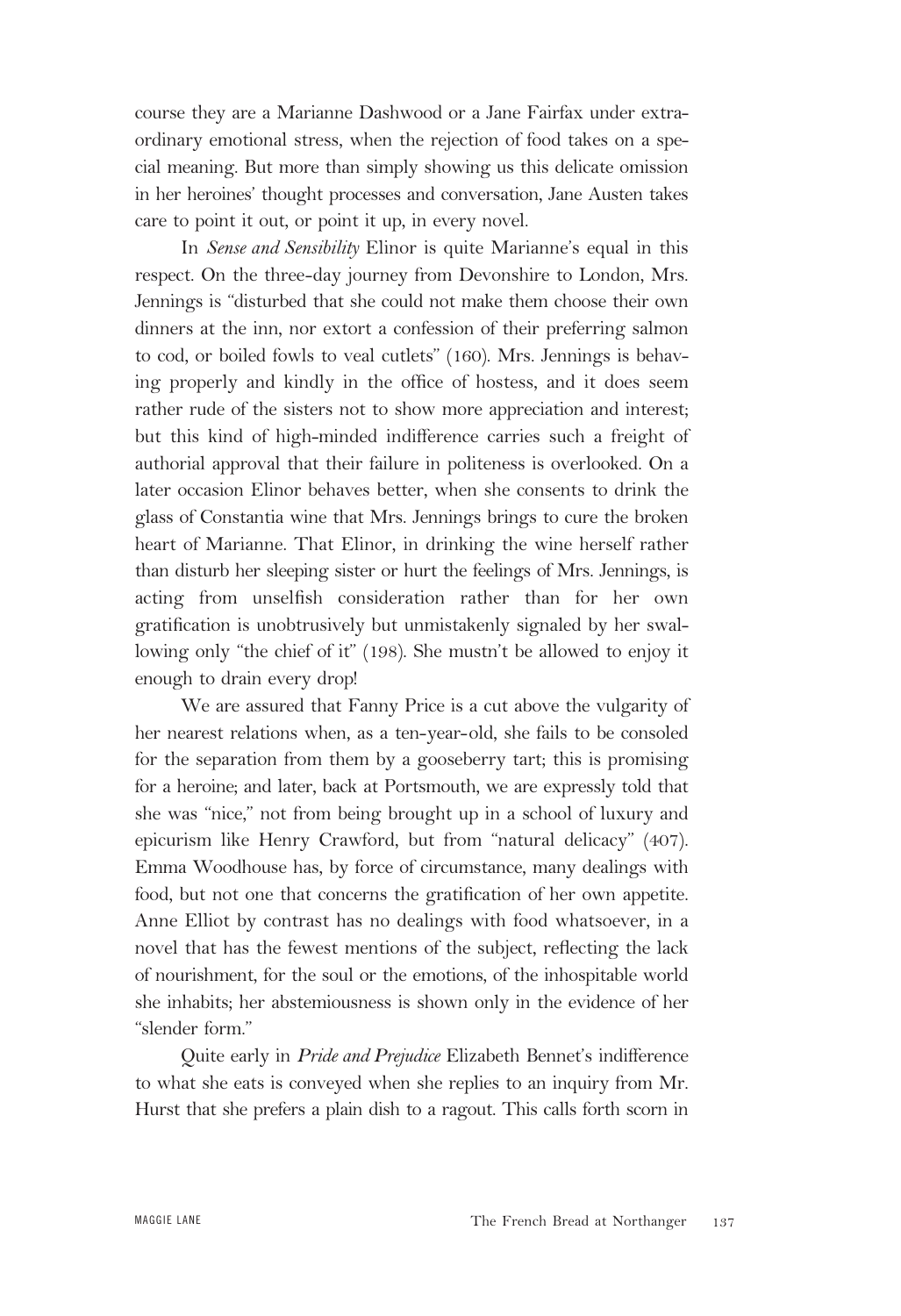course they are a Marianne Dashwood or a Jane Fairfax under extraordinary emotional stress, when the rejection of food takes on a special meaning. But more than simply showing us this delicate omission in her heroines' thought processes and conversation, Jane Austen takes care to point it out, or point it up, in every novel.

In *Sense and Sensibility* Elinor is quite Marianne's equal in this respect. On the three-day journey from Devonshire to London, Mrs. Jennings is "disturbed that she could not make them choose their own dinners at the inn, nor extort a confession of their preferring salmon to cod, or boiled fowls to veal cutlets" (160). Mrs. Jennings is behaving properly and kindly in the office of hostess, and it does seem rather rude of the sisters not to show more appreciation and interest; but this kind of high-minded indifference carries such a freight of authorial approval that their failure in politeness is overlooked. On a later occasion Elinor behaves better, when she consents to drink the glass of Constantia wine that Mrs. Jennings brings to cure the broken heart of Marianne. That Elinor, in drinking the wine herself rather than disturb her sleeping sister or hurt the feelings of Mrs. Jennings, is acting from unselfish consideration rather than for her own gratification is unobtrusively but unmistakenly signaled by her swallowing only "the chief of it" (198). She mustn't be allowed to enjoy it enough to drain every drop!

We are assured that Fanny Price is a cut above the vulgarity of her nearest relations when, as a ten-year-old, she fails to be consoled for the separation from them by a gooseberry tart; this is promising for a heroine; and later, back at Portsmouth, we are expressly told that she was "nice," not from being brought up in a school of luxury and epicurism like Henry Crawford, but from "natural delicacy" (407). Emma Woodhouse has, by force of circumstance, many dealings with food, but not one that concerns the gratification of her own appetite. Anne Elliot by contrast has no dealings with food whatsoever, in a novel that has the fewest mentions of the subject, reflecting the lack of nourishment, for the soul or the emotions, of the inhospitable world she inhabits; her abstemiousness is shown only in the evidence of her "slender form."

Quite early in *Pride and Prejudice* Elizabeth Bennet's indifference to what she eats is conveyed when she replies to an inquiry from Mr. Hurst that she prefers a plain dish to a ragout. This calls forth scorn in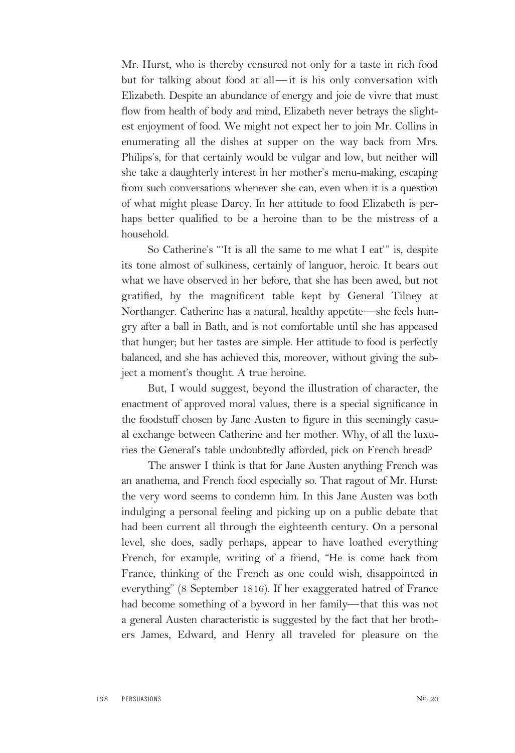Mr. Hurst, who is thereby censured not only for a taste in rich food but for talking about food at all—it is his only conversation with Elizabeth. Despite an abundance of energy and joie de vivre that must flow from health of body and mind, Elizabeth never betrays the slightest enjoyment of food. We might not expect her to join Mr. Collins in enumerating all the dishes at supper on the way back from Mrs. Philips's, for that certainly would be vulgar and low, but neither will she take a daughterly interest in her mother's menu-making, escaping from such conversations whenever she can, even when it is a question of what might please Darcy. In her attitude to food Elizabeth is perhaps better qualified to be a heroine than to be the mistress of a household.

So Catherine's "'It is all the same to me what I eat'" is, despite its tone almost of sulkiness, certainly of languor, heroic. It bears out what we have observed in her before, that she has been awed, but not gratified, by the magnificent table kept by General Tilney at Northanger. Catherine has a natural, healthy appetite—she feels hungry after a ball in Bath, and is not comfortable until she has appeased that hunger; but her tastes are simple. Her attitude to food is perfectly balanced, and she has achieved this, moreover, without giving the subject a moment's thought. A true heroine.

But, I would suggest, beyond the illustration of character, the enactment of approved moral values, there is a special significance in the foodstuff chosen by Jane Austen to figure in this seemingly casual exchange between Catherine and her mother. Why, of all the luxuries the General's table undoubtedly afforded, pick on French bread?

The answer I think is that for Jane Austen anything French was an anathema, and French food especially so. That ragout of Mr. Hurst: the very word seems to condemn him. In this Jane Austen was both indulging a personal feeling and picking up on a public debate that had been current all through the eighteenth century. On a personal level, she does, sadly perhaps, appear to have loathed everything French, for example, writing of a friend, "He is come back from France, thinking of the French as one could wish, disappointed in everything" (8 September 1816). If her exaggerated hatred of France had become something of a byword in her family—that this was not a general Austen characteristic is suggested by the fact that her brothers James, Edward, and Henry all traveled for pleasure on the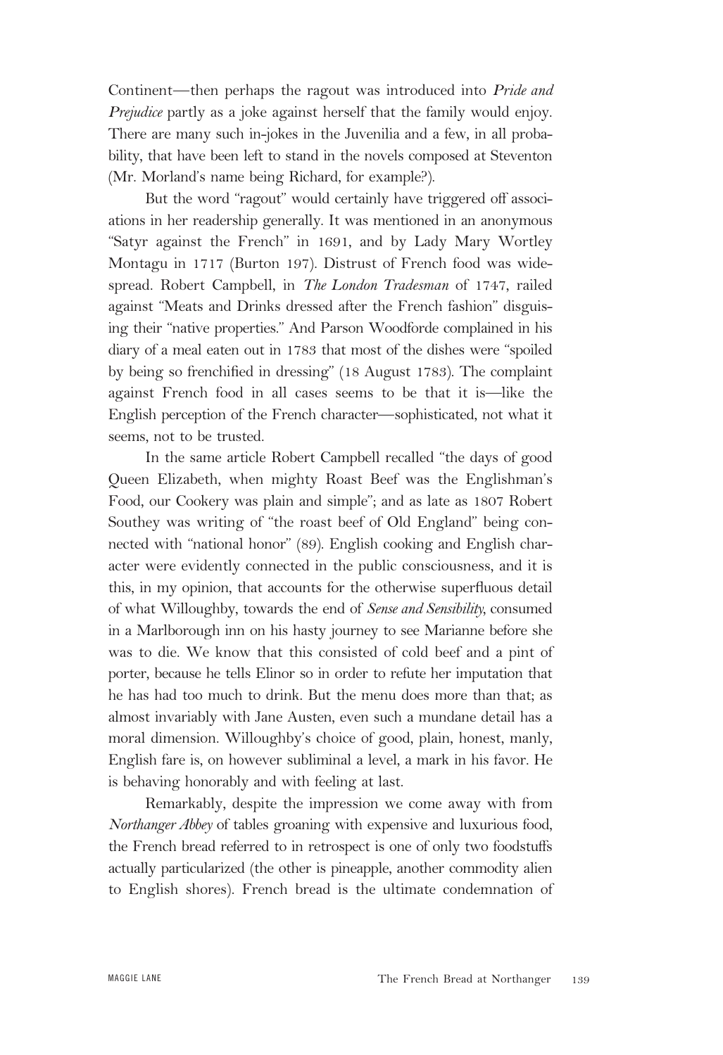Continent—then perhaps the ragout was introduced into *Pride and Prejudice* partly as a joke against herself that the family would enjoy. There are many such in-jokes in the Juvenilia and a few, in all probability, that have been left to stand in the novels composed at Steventon (Mr. Morland's name being Richard, for example?).

But the word "ragout" would certainly have triggered off associations in her readership generally. It was mentioned in an anonymous "Satyr against the French" in 1691, and by Lady Mary Wortley Montagu in 1717 (Burton 197). Distrust of French food was widespread. Robert Campbell, in *The London Tradesman* of 1747, railed against "Meats and Drinks dressed after the French fashion" disguising their "native properties." And Parson Woodforde complained in his diary of a meal eaten out in 1783 that most of the dishes were "spoiled by being so frenchified in dressing" (18 August 1783). The complaint against French food in all cases seems to be that it is—like the English perception of the French character—sophisticated, not what it seems, not to be trusted.

In the same article Robert Campbell recalled "the days of good Queen Elizabeth, when mighty Roast Beef was the Englishman's Food, our Cookery was plain and simple"; and as late as 1807 Robert Southey was writing of "the roast beef of Old England" being connected with "national honor" (89). English cooking and English character were evidently connected in the public consciousness, and it is this, in my opinion, that accounts for the otherwise superfluous detail of what Willoughby, towards the end of *Sense and Sensibility*, consumed in a Marlborough inn on his hasty journey to see Marianne before she was to die. We know that this consisted of cold beef and a pint of porter, because he tells Elinor so in order to refute her imputation that he has had too much to drink. But the menu does more than that; as almost invariably with Jane Austen, even such a mundane detail has a moral dimension. Willoughby's choice of good, plain, honest, manly, English fare is, on however subliminal a level, a mark in his favor. He is behaving honorably and with feeling at last.

Remarkably, despite the impression we come away with from *Northanger Abbey* of tables groaning with expensive and luxurious food, the French bread referred to in retrospect is one of only two foodstuffs actually particularized (the other is pineapple, another commodity alien to English shores). French bread is the ultimate condemnation of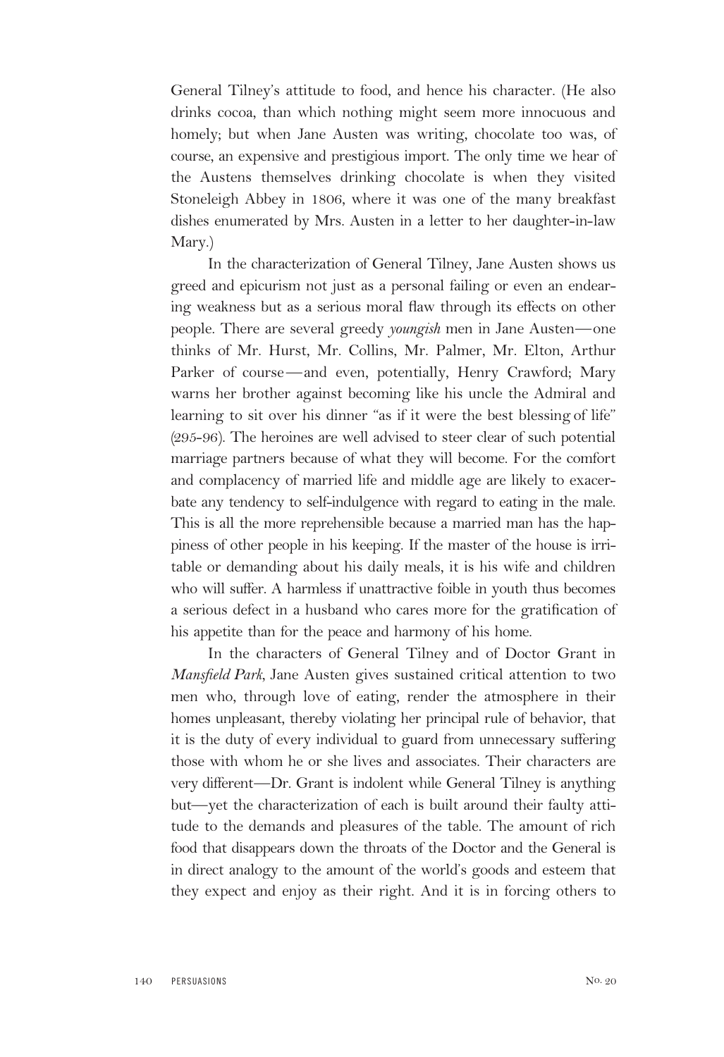General Tilney's attitude to food, and hence his character. (He also drinks cocoa, than which nothing might seem more innocuous and homely; but when Jane Austen was writing, chocolate too was, of course, an expensive and prestigious import. The only time we hear of the Austens themselves drinking chocolate is when they visited Stoneleigh Abbey in 1806, where it was one of the many breakfast dishes enumerated by Mrs. Austen in a letter to her daughter-in-law Mary.)

In the characterization of General Tilney, Jane Austen shows us greed and epicurism not just as a personal failing or even an endearing weakness but as a serious moral flaw through its effects on other people. There are several greedy *youngish* men in Jane Austen—one thinks of Mr. Hurst, Mr. Collins, Mr. Palmer, Mr. Elton, Arthur Parker of course—and even, potentially, Henry Crawford; Mary warns her brother against becoming like his uncle the Admiral and learning to sit over his dinner "as if it were the best blessing of life" (295-96). The heroines are well advised to steer clear of such potential marriage partners because of what they will become. For the comfort and complacency of married life and middle age are likely to exacerbate any tendency to self-indulgence with regard to eating in the male. This is all the more reprehensible because a married man has the happiness of other people in his keeping. If the master of the house is irritable or demanding about his daily meals, it is his wife and children who will suffer. A harmless if unattractive foible in youth thus becomes a serious defect in a husband who cares more for the gratification of his appetite than for the peace and harmony of his home.

In the characters of General Tilney and of Doctor Grant in *Mansfield Park*, Jane Austen gives sustained critical attention to two men who, through love of eating, render the atmosphere in their homes unpleasant, thereby violating her principal rule of behavior, that it is the duty of every individual to guard from unnecessary suffering those with whom he or she lives and associates. Their characters are very different—Dr. Grant is indolent while General Tilney is anything but—yet the characterization of each is built around their faulty attitude to the demands and pleasures of the table. The amount of rich food that disappears down the throats of the Doctor and the General is in direct analogy to the amount of the world's goods and esteem that they expect and enjoy as their right. And it is in forcing others to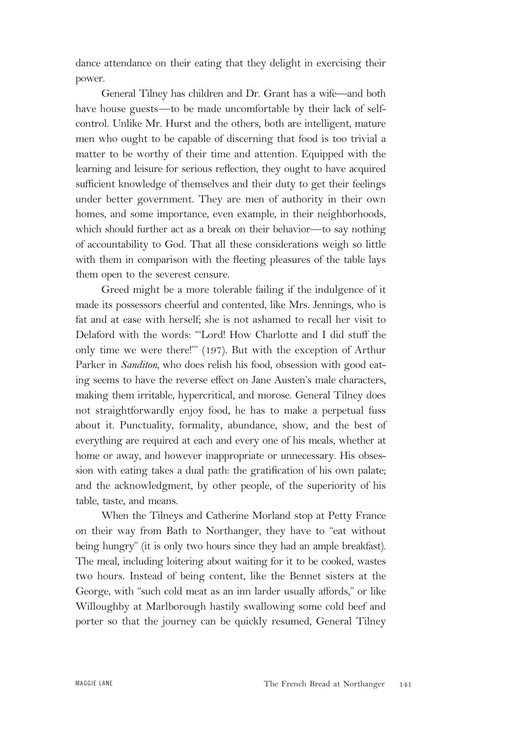dance attendance on their eating that they delight in exercising their power.

General Tilney has children and Dr. Grant has a wife—and both have house guests—to be made uncomfortable by their lack of self-control. Unlike Mr. Hurst and the others, both are intelligent, mature men who ought to be capable of discerning that food is too trivial a matter to be worthy of their time and attention. Equipped with the learning and leisure for serious reflection, they ought to have acquired sufficient knowledge of themselves and their duty to get their feelings under better government. They are men of authority in their own homes, and some importance, even example, in their neighborhoods, which should further act as a break on their behavior—to say nothing of accountability to God. That all these considerations weigh so little with them in comparison with the fleeting pleasures of the table lays them open to the severest censure.

Greed might be a more tolerable failing if the indulgence of it made its possessors cheerful and contented, like Mrs. Jennings, who is fat and at ease with herself; she is not ashamed to recall her visit to Delaford with the words: "'Lord! How Charlotte and I did stuff the only time we were there!'" (197). But with the exception of Arthur Parker in *Sanditon*, who does relish his food, obsession with good eating seems to have the reverse effect on Jane Austen's male characters, making them irritable, hypercritical, and morose. General Tilney does not straightforwardly enjoy food, he has to make a perpetual fuss about it. Punctuality, formality, abundance, show, and the best of everything are required at each and every one of his meals, whether at home or away, and however inappropriate or unnecessary. His obsession with eating takes a dual path: the gratification of his own palate; and the acknowledgment, by other people, of the superiority of his table, taste, and means.

When the Tilneys and Catherine Morland stop at Petty France on their way from Bath to Northanger, they have to "eat without being hungry" (it is only two hours since they had an ample breakfast). The meal, including loitering about waiting for it to be cooked, wastes two hours. Instead of being content, like the Bennet sisters at the George, with "such cold meat as an inn larder usually affords," or like Willoughby at Marlborough hastily swallowing some cold beef and porter so that the journey can be quickly resumed, General Tilney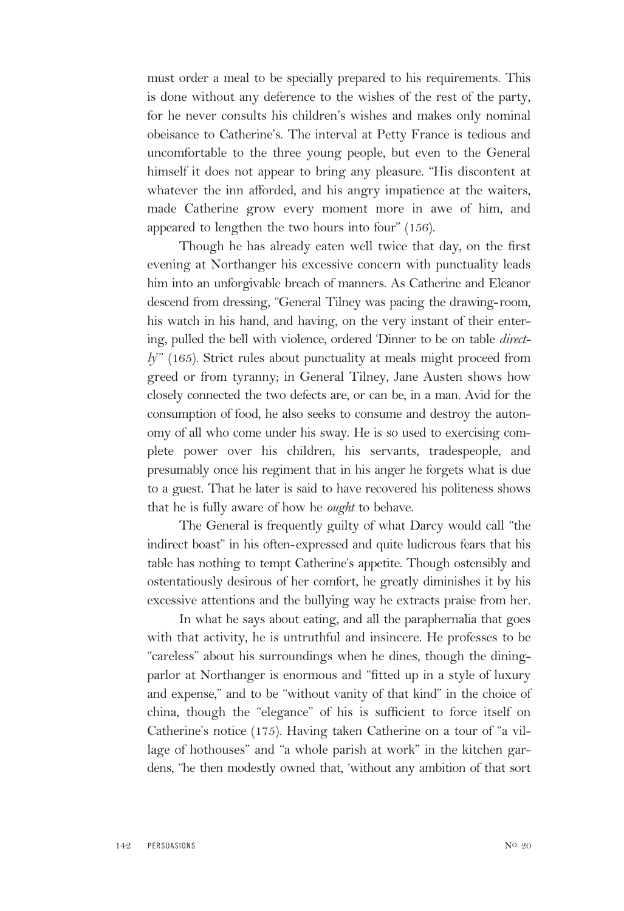must order a meal to be specially prepared to his requirements. This is done without any deference to the wishes of the rest of the party, for he never consults his children's wishes and makes only nominal obeisance to Catherine's. The interval at Petty France is tedious and uncomfortable to the three young people, but even to the General himself it does not appear to bring any pleasure. "His discontent at whatever the inn afforded, and his angry impatience at the waiters, made Catherine grow every moment more in awe of him, and appeared to lengthen the two hours into four" (156).

Though he has already eaten well twice that day, on the first evening at Northanger his excessive concern with punctuality leads him into an unforgivable breach of manners. As Catherine and Eleanor descend from dressing, "General Tilney was pacing the drawing-room, his watch in his hand, and having, on the very instant of their entering, pulled the bell with violence, ordered 'Dinner to be on table *directly*'" (165). Strict rules about punctuality at meals might proceed from greed or from tyranny; in General Tilney, Jane Austen shows how closely connected the two defects are, or can be, in a man. Avid for the consumption of food, he also seeks to consume and destroy the autonomy of all who come under his sway. He is so used to exercising complete power over his children, his servants, tradespeople, and presumably once his regiment that in his anger he forgets what is due to a guest. That he later is said to have recovered his politeness shows that he is fully aware of how he *ought* to behave.

The General is frequently guilty of what Darcy would call "the indirect boast" in his often-expressed and quite ludicrous fears that his table has nothing to tempt Catherine's appetite. Though ostensibly and ostentatiously desirous of her comfort, he greatly diminishes it by his excessive attentions and the bullying way he extracts praise from her.

In what he says about eating, and all the paraphernalia that goes with that activity, he is untruthful and insincere. He professes to be "careless" about his surroundings when he dines, though the dining-parlor at Northanger is enormous and "fitted up in a style of luxury and expense," and to be "without vanity of that kind" in the choice of china, though the "elegance" of his is sufficient to force itself on Catherine's notice (175). Having taken Catherine on a tour of "a village of hothouses" and "a whole parish at work" in the kitchen gardens, "he then modestly owned that, 'without any ambition of that sort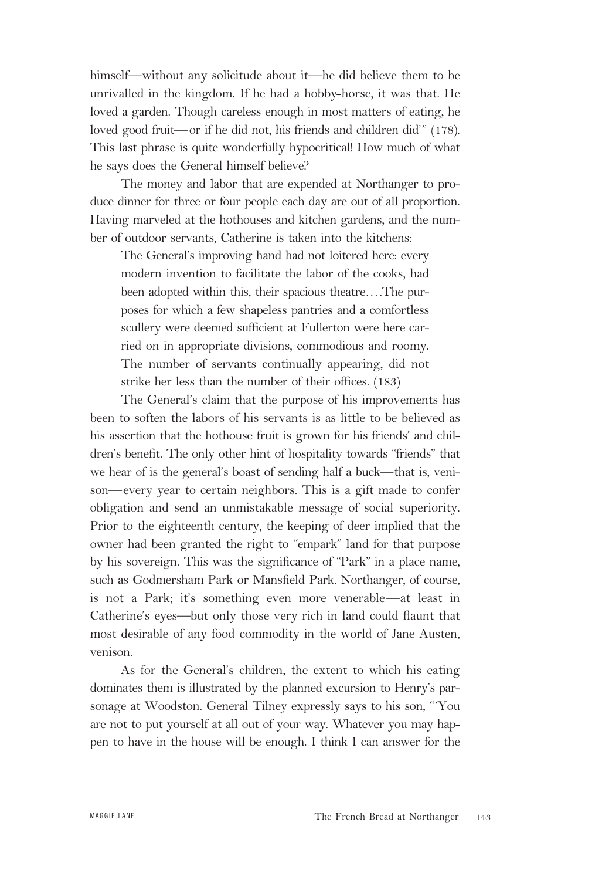himself—without any solicitude about it—he did believe them to be unrivalled in the kingdom. If he had a hobby-horse, it was that. He loved a garden. Though careless enough in most matters of eating, he loved good fruit—or if he did not, his friends and children did'" (178). This last phrase is quite wonderfully hypocritical! How much of what he says does the General himself believe?

The money and labor that are expended at Northanger to produce dinner for three or four people each day are out of all proportion. Having marveled at the hothouses and kitchen gardens, and the number of outdoor servants, Catherine is taken into the kitchens:

> The General's improving hand had not loitered here: every modern invention to facilitate the labor of the cooks, had been adopted within this, their spacious theatre….The purposes for which a few shapeless pantries and a comfortless scullery were deemed sufficient at Fullerton were here carried on in appropriate divisions, commodious and roomy. The number of servants continually appearing, did not strike her less than the number of their offices. (183)

The General's claim that the purpose of his improvements has been to soften the labors of his servants is as little to be believed as his assertion that the hothouse fruit is grown for his friends' and children's benefit. The only other hint of hospitality towards "friends" that we hear of is the general's boast of sending half a buck—that is, venison—every year to certain neighbors. This is a gift made to confer obligation and send an unmistakable message of social superiority. Prior to the eighteenth century, the keeping of deer implied that the owner had been granted the right to "empark" land for that purpose by his sovereign. This was the significance of "Park" in a place name, such as Godmersham Park or Mansfield Park. Northanger, of course, is not a Park; it's something even more venerable—at least in Catherine's eyes—but only those very rich in land could flaunt that most desirable of any food commodity in the world of Jane Austen, venison.

As for the General's children, the extent to which his eating dominates them is illustrated by the planned excursion to Henry's parsonage at Woodston. General Tilney expressly says to his son, "'You are not to put yourself at all out of your way. Whatever you may happen to have in the house will be enough. I think I can answer for the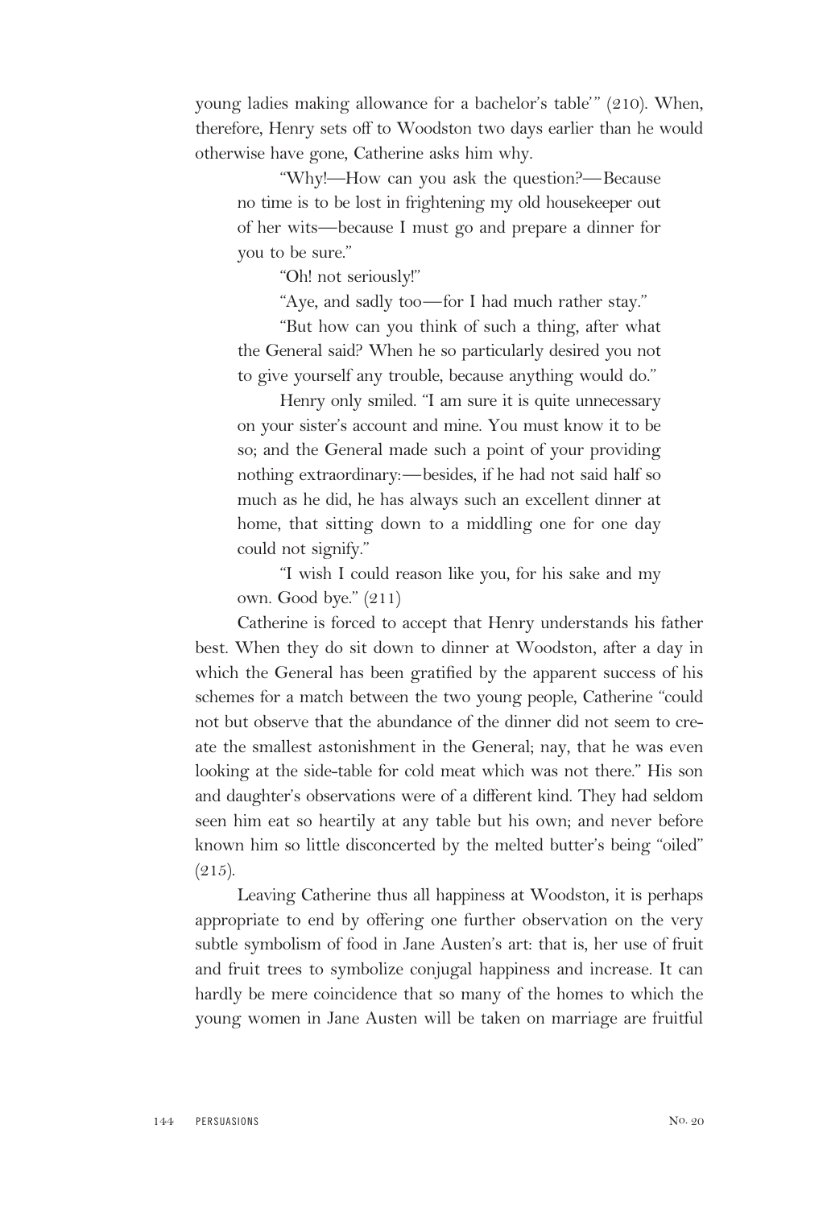young ladies making allowance for a bachelor's table'" (210). When, therefore, Henry sets off to Woodston two days earlier than he would otherwise have gone, Catherine asks him why.

> "Why!—How can you ask the question?—Because no time is to be lost in frightening my old housekeeper out of her wits—because I must go and prepare a dinner for you to be sure."
>
> "Oh! not seriously!"
>
> "Aye, and sadly too—for I had much rather stay."
>
> "But how can you think of such a thing, after what the General said? When he so particularly desired you not to give yourself any trouble, because anything would do."
>
> Henry only smiled. "I am sure it is quite unnecessary on your sister's account and mine. You must know it to be so; and the General made such a point of your providing nothing extraordinary:—besides, if he had not said half so much as he did, he has always such an excellent dinner at home, that sitting down to a middling one for one day could not signify."
>
> "I wish I could reason like you, for his sake and my own. Good bye." (211)

Catherine is forced to accept that Henry understands his father best. When they do sit down to dinner at Woodston, after a day in which the General has been gratified by the apparent success of his schemes for a match between the two young people, Catherine "could not but observe that the abundance of the dinner did not seem to create the smallest astonishment in the General; nay, that he was even looking at the side-table for cold meat which was not there." His son and daughter's observations were of a different kind. They had seldom seen him eat so heartily at any table but his own; and never before known him so little disconcerted by the melted butter's being "oiled" (215).

Leaving Catherine thus all happiness at Woodston, it is perhaps appropriate to end by offering one further observation on the very subtle symbolism of food in Jane Austen's art: that is, her use of fruit and fruit trees to symbolize conjugal happiness and increase. It can hardly be mere coincidence that so many of the homes to which the young women in Jane Austen will be taken on marriage are fruitful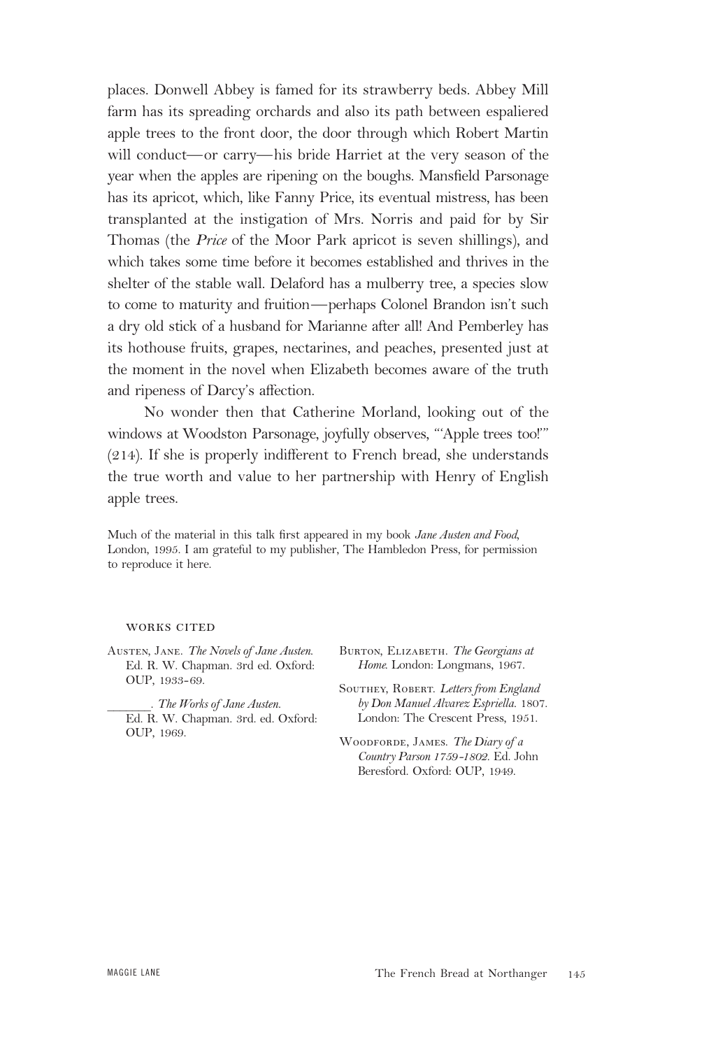places. Donwell Abbey is famed for its strawberry beds. Abbey Mill farm has its spreading orchards and also its path between espaliered apple trees to the front door, the door through which Robert Martin will conduct—or carry—his bride Harriet at the very season of the year when the apples are ripening on the boughs. Mansfield Parsonage has its apricot, which, like Fanny Price, its eventual mistress, has been transplanted at the instigation of Mrs. Norris and paid for by Sir Thomas (the *Price* of the Moor Park apricot is seven shillings), and which takes some time before it becomes established and thrives in the shelter of the stable wall. Delaford has a mulberry tree, a species slow to come to maturity and fruition—perhaps Colonel Brandon isn't such a dry old stick of a husband for Marianne after all! And Pemberley has its hothouse fruits, grapes, nectarines, and peaches, presented just at the moment in the novel when Elizabeth becomes aware of the truth and ripeness of Darcy's affection.

No wonder then that Catherine Morland, looking out of the windows at Woodston Parsonage, joyfully observes, "'Apple trees too!'" (214). If she is properly indifferent to French bread, she understands the true worth and value to her partnership with Henry of English apple trees.

Much of the material in this talk first appeared in my book *Jane Austen and Food*, London, 1995. I am grateful to my publisher, The Hambledon Press, for permission to reproduce it here.

## WORKS CITED

Austen, Jane. *The Novels of Jane Austen.* Ed. R. W. Chapman. 3rd ed. Oxford: OUP, 1933-69.

______. *The Works of Jane Austen.* Ed. R. W. Chapman. 3rd. ed. Oxford: OUP, 1969.

Burton, Elizabeth. *The Georgians at Home.* London: Longmans, 1967.

Southey, Robert. *Letters from England by Don Manuel Alvarez Espriella.* 1807. London: The Crescent Press, 1951.

Woodforde, James. *The Diary of a Country Parson 1759-1802.* Ed. John Beresford. Oxford: OUP, 1949.